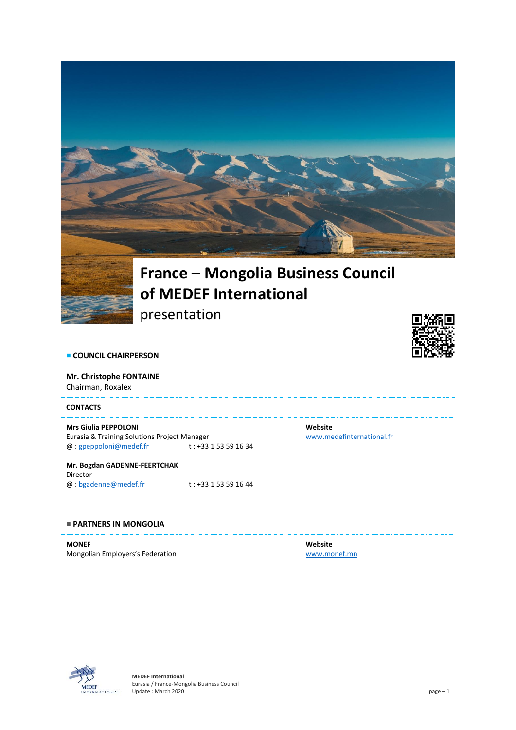# France – Mongolia Business Council of MEDEF International

presentation

## COUNCIL CHAIRPERSON

**Mr. Christophe FONTAINE**
Chairman, Roxalex

## CONTACTS

**Mrs Giulia PEPPOLONI**
Eurasia & Training Solutions Project Manager
@ : gpeppoloni@medef.fr t : +33 1 53 59 16 34

**Mr. Bogdan GADENNE-FEERTCHAK**
Director
@ : bgadenne@medef.fr t : +33 1 53 59 16 44

**Website**
www.medefinternational.fr

## PARTNERS IN MONGOLIA

**MONEF**
Mongolian Employers's Federation

**Website**
www.monef.mn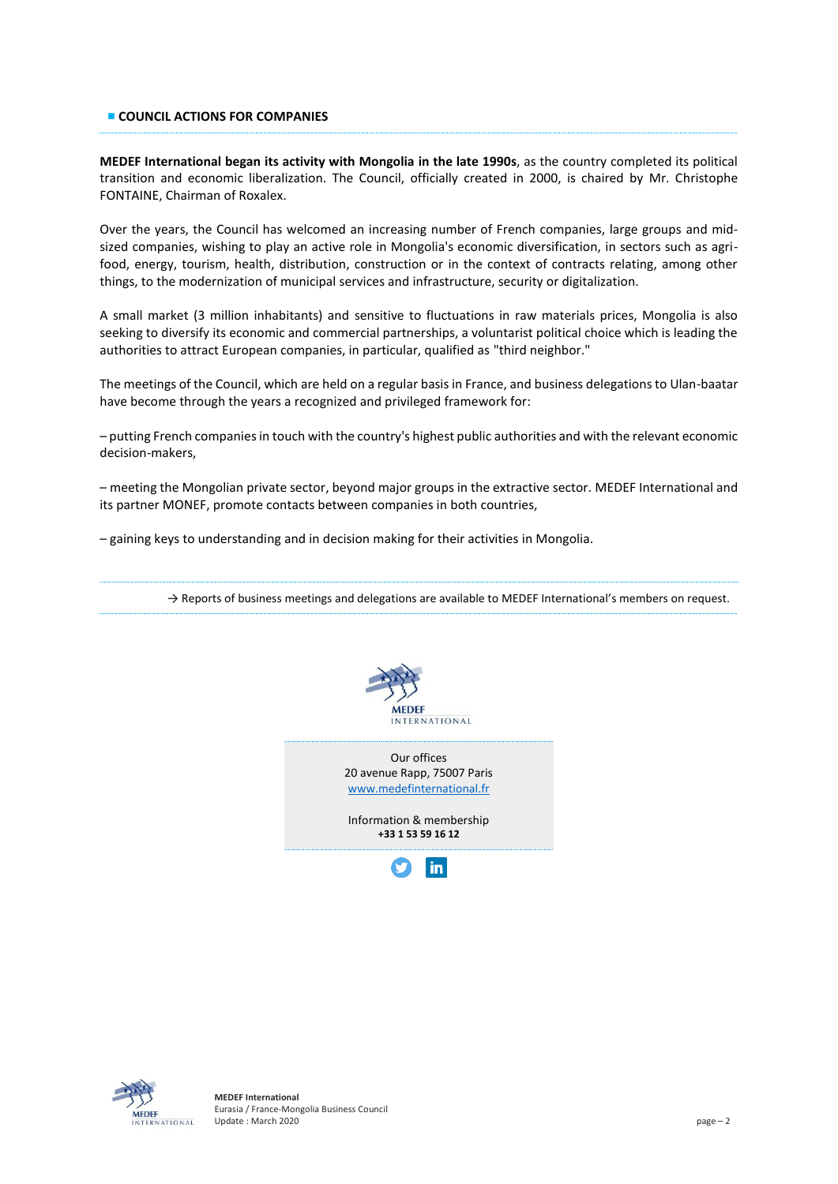## COUNCIL ACTIONS FOR COMPANIES

**MEDEF International began its activity with Mongolia in the late 1990s**, as the country completed its political transition and economic liberalization. The Council, officially created in 2000, is chaired by Mr. Christophe FONTAINE, Chairman of Roxalex.

Over the years, the Council has welcomed an increasing number of French companies, large groups and mid-sized companies, wishing to play an active role in Mongolia's economic diversification, in sectors such as agri-food, energy, tourism, health, distribution, construction or in the context of contracts relating, among other things, to the modernization of municipal services and infrastructure, security or digitalization.

A small market (3 million inhabitants) and sensitive to fluctuations in raw materials prices, Mongolia is also seeking to diversify its economic and commercial partnerships, a voluntarist political choice which is leading the authorities to attract European companies, in particular, qualified as "third neighbor."

The meetings of the Council, which are held on a regular basis in France, and business delegations to Ulan-baatar have become through the years a recognized and privileged framework for:

– putting French companies in touch with the country's highest public authorities and with the relevant economic decision-makers,

– meeting the Mongolian private sector, beyond major groups in the extractive sector. MEDEF International and its partner MONEF, promote contacts between companies in both countries,

– gaining keys to understanding and in decision making for their activities in Mongolia.

→ Reports of business meetings and delegations are available to MEDEF International's members on request.

MEDEF INTERNATIONAL

Our offices
20 avenue Rapp, 75007 Paris
www.medefinternational.fr

Information & membership
**+33 1 53 59 16 12**